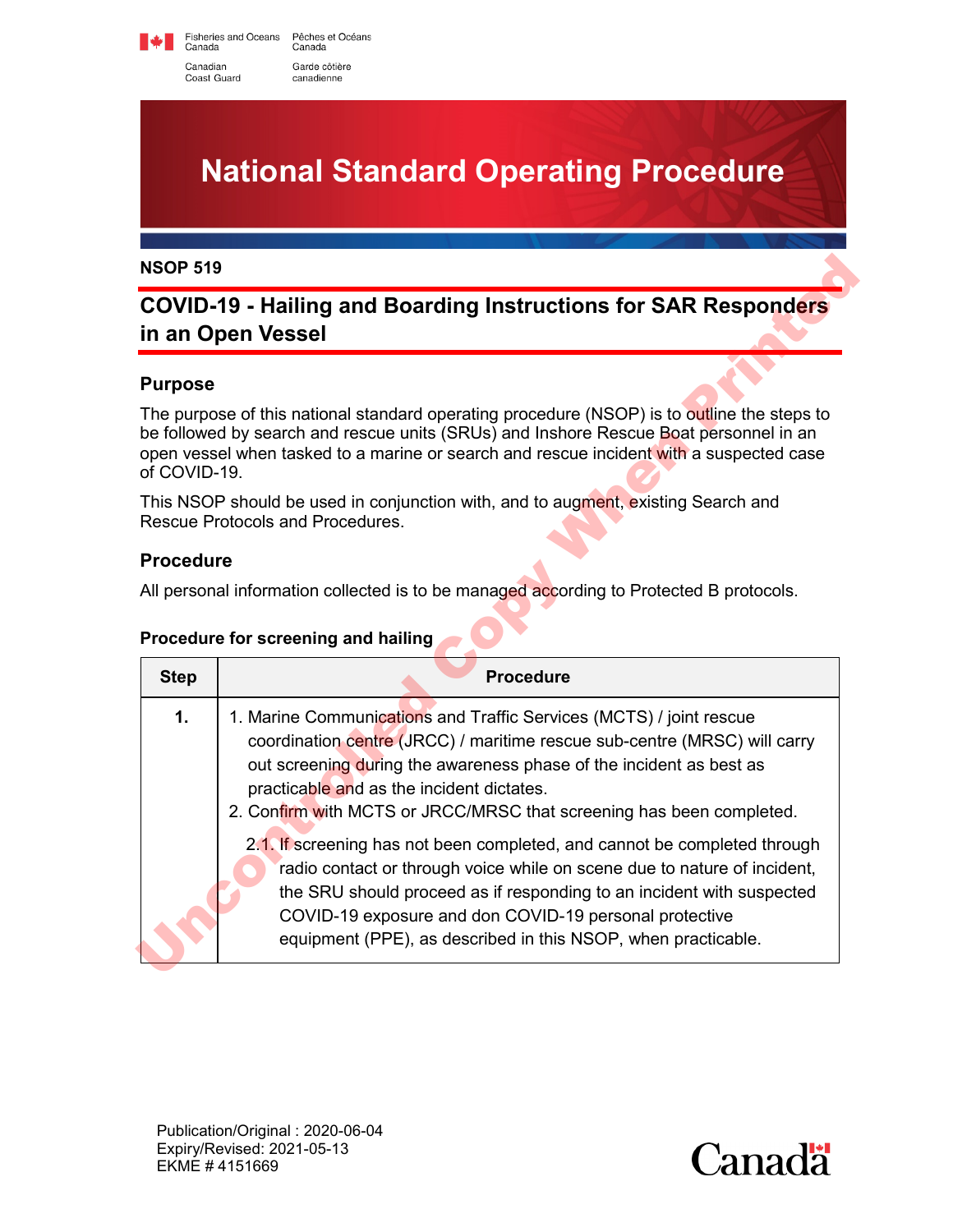Fisheries and Oceans Canada / Pêches et Océans Canada
Canadian Coast Guard / Garde côtière canadienne

# National Standard Operating Procedure

**NSOP 519**

## COVID-19 - Hailing and Boarding Instructions for SAR Responders in an Open Vessel

### Purpose

The purpose of this national standard operating procedure (NSOP) is to outline the steps to be followed by search and rescue units (SRUs) and Inshore Rescue Boat personnel in an open vessel when tasked to a marine or search and rescue incident with a suspected case of COVID-19.

This NSOP should be used in conjunction with, and to augment, existing Search and Rescue Protocols and Procedures.

### Procedure

All personal information collected is to be managed according to Protected B protocols.

#### Procedure for screening and hailing

| Step | Procedure |
|---|---|
| **1.** | 1. Marine Communications and Traffic Services (MCTS) / joint rescue coordination centre (JRCC) / maritime rescue sub-centre (MRSC) will carry out screening during the awareness phase of the incident as best as practicable and as the incident dictates.<br>2. Confirm with MCTS or JRCC/MRSC that screening has been completed.<br>2.1. If screening has not been completed, and cannot be completed through radio contact or through voice while on scene due to nature of incident, the SRU should proceed as if responding to an incident with suspected COVID-19 exposure and don COVID-19 personal protective equipment (PPE), as described in this NSOP, when practicable. |

Publication/Original : 2020-06-04
Expiry/Revised: 2021-05-13
EKME # 4151669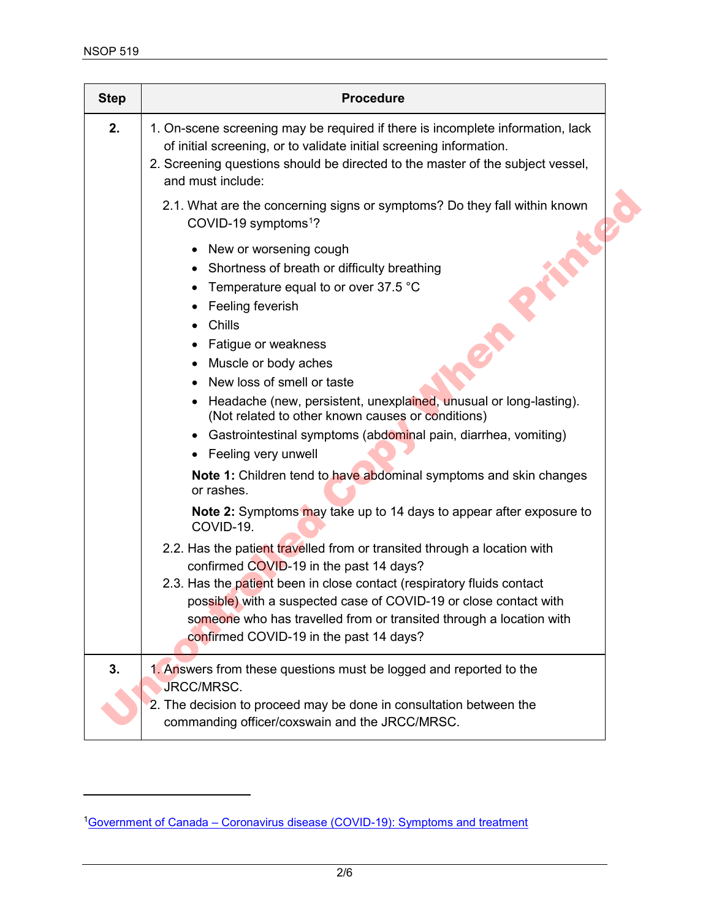| Step | Procedure |
|---|---|
| **2.** | 1. On-scene screening may be required if there is incomplete information, lack of initial screening, or to validate initial screening information.<br>2. Screening questions should be directed to the master of the subject vessel, and must include:<br>2.1. What are the concerning signs or symptoms? Do they fall within known COVID-19 symptoms[1]?<br>• New or worsening cough<br>• Shortness of breath or difficulty breathing<br>• Temperature equal to or over 37.5 °C<br>• Feeling feverish<br>• Chills<br>• Fatigue or weakness<br>• Muscle or body aches<br>• New loss of smell or taste<br>• Headache (new, persistent, unexplained, unusual or long-lasting). (Not related to other known causes or conditions)<br>• Gastrointestinal symptoms (abdominal pain, diarrhea, vomiting)<br>• Feeling very unwell<br>**Note 1:** Children tend to have abdominal symptoms and skin changes or rashes.<br>**Note 2:** Symptoms may take up to 14 days to appear after exposure to COVID-19.<br>2.2. Has the patient travelled from or transited through a location with confirmed COVID-19 in the past 14 days?<br>2.3. Has the patient been in close contact (respiratory fluids contact possible) with a suspected case of COVID-19 or close contact with someone who has travelled from or transited through a location with confirmed COVID-19 in the past 14 days? |
| **3.** | 1. Answers from these questions must be logged and reported to the JRCC/MRSC.<br>2. The decision to proceed may be done in consultation between the commanding officer/coxswain and the JRCC/MRSC. |

[1] Government of Canada – Coronavirus disease (COVID-19): Symptoms and treatment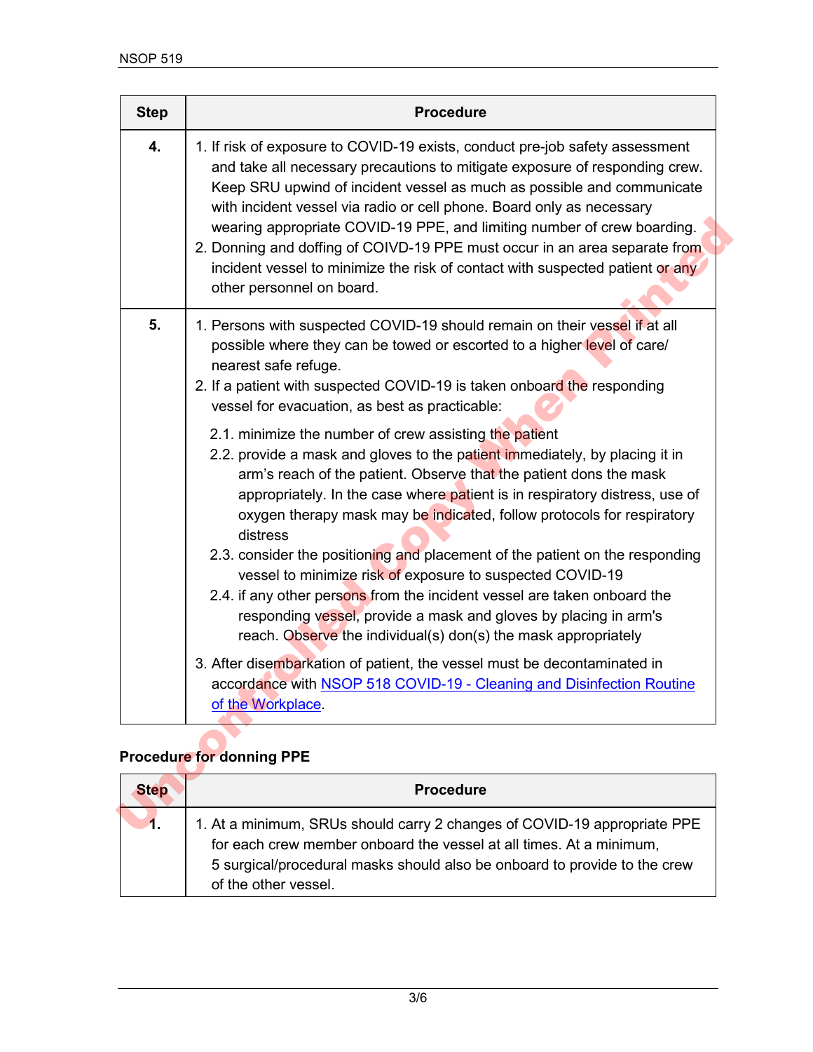| Step | Procedure |
| --- | --- |
| **4.** | 1. If risk of exposure to COVID-19 exists, conduct pre-job safety assessment and take all necessary precautions to mitigate exposure of responding crew. Keep SRU upwind of incident vessel as much as possible and communicate with incident vessel via radio or cell phone. Board only as necessary wearing appropriate COVID-19 PPE, and limiting number of crew boarding.<br>2. Donning and doffing of COIVD-19 PPE must occur in an area separate from incident vessel to minimize the risk of contact with suspected patient or any other personnel on board. |
| **5.** | 1. Persons with suspected COVID-19 should remain on their vessel if at all possible where they can be towed or escorted to a higher level of care/ nearest safe refuge.<br>2. If a patient with suspected COVID-19 is taken onboard the responding vessel for evacuation, as best as practicable:<br>2.1. minimize the number of crew assisting the patient<br>2.2. provide a mask and gloves to the patient immediately, by placing it in arm's reach of the patient. Observe that the patient dons the mask appropriately. In the case where patient is in respiratory distress, use of oxygen therapy mask may be indicated, follow protocols for respiratory distress<br>2.3. consider the positioning and placement of the patient on the responding vessel to minimize risk of exposure to suspected COVID-19<br>2.4. if any other persons from the incident vessel are taken onboard the responding vessel, provide a mask and gloves by placing in arm's reach. Observe the individual(s) don(s) the mask appropriately<br>3. After disembarkation of patient, the vessel must be decontaminated in accordance with NSOP 518 COVID-19 - Cleaning and Disinfection Routine of the Workplace. |

**Procedure for donning PPE**

| Step | Procedure |
| --- | --- |
| **1.** | 1. At a minimum, SRUs should carry 2 changes of COVID-19 appropriate PPE for each crew member onboard the vessel at all times. At a minimum, 5 surgical/procedural masks should also be onboard to provide to the crew of the other vessel. |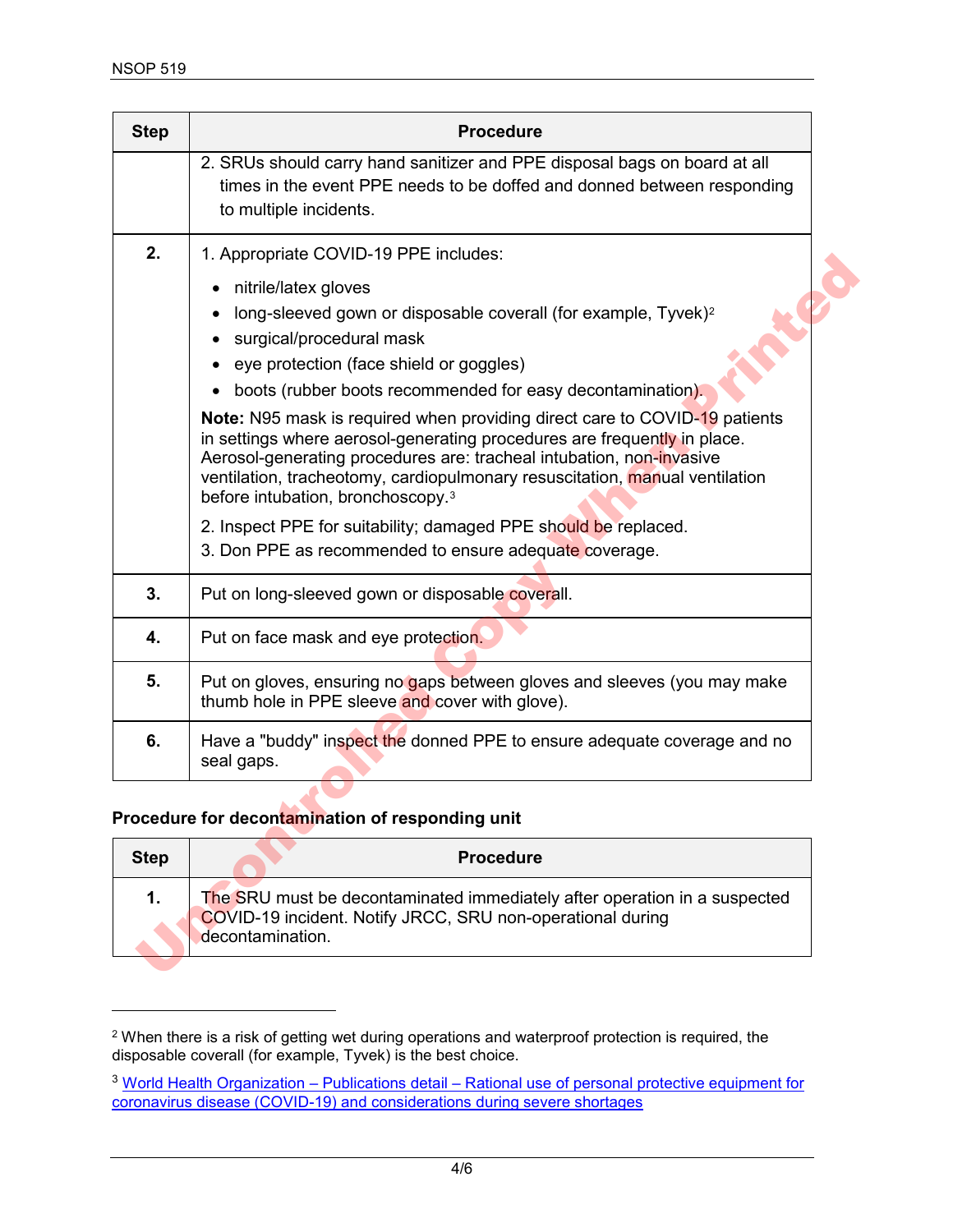| Step | Procedure |
| --- | --- |
| | 2. SRUs should carry hand sanitizer and PPE disposal bags on board at all times in the event PPE needs to be doffed and donned between responding to multiple incidents. |
| **2.** | 1. Appropriate COVID-19 PPE includes:<br>• nitrile/latex gloves<br>• long-sleeved gown or disposable coverall (for example, Tyvek)[2]<br>• surgical/procedural mask<br>• eye protection (face shield or goggles)<br>• boots (rubber boots recommended for easy decontamination).<br>**Note:** N95 mask is required when providing direct care to COVID-19 patients in settings where aerosol-generating procedures are frequently in place. Aerosol-generating procedures are: tracheal intubation, non-invasive ventilation, tracheotomy, cardiopulmonary resuscitation, manual ventilation before intubation, bronchoscopy.[3]<br>2. Inspect PPE for suitability; damaged PPE should be replaced.<br>3. Don PPE as recommended to ensure adequate coverage. |
| **3.** | Put on long-sleeved gown or disposable coverall. |
| **4.** | Put on face mask and eye protection. |
| **5.** | Put on gloves, ensuring no gaps between gloves and sleeves (you may make thumb hole in PPE sleeve and cover with glove). |
| **6.** | Have a "buddy" inspect the donned PPE to ensure adequate coverage and no seal gaps. |

**Procedure for decontamination of responding unit**

| Step | Procedure |
| --- | --- |
| **1.** | The SRU must be decontaminated immediately after operation in a suspected COVID-19 incident. Notify JRCC, SRU non-operational during decontamination. |

---

[2] When there is a risk of getting wet during operations and waterproof protection is required, the disposable coverall (for example, Tyvek) is the best choice.

[3] World Health Organization – Publications detail – Rational use of personal protective equipment for coronavirus disease (COVID-19) and considerations during severe shortages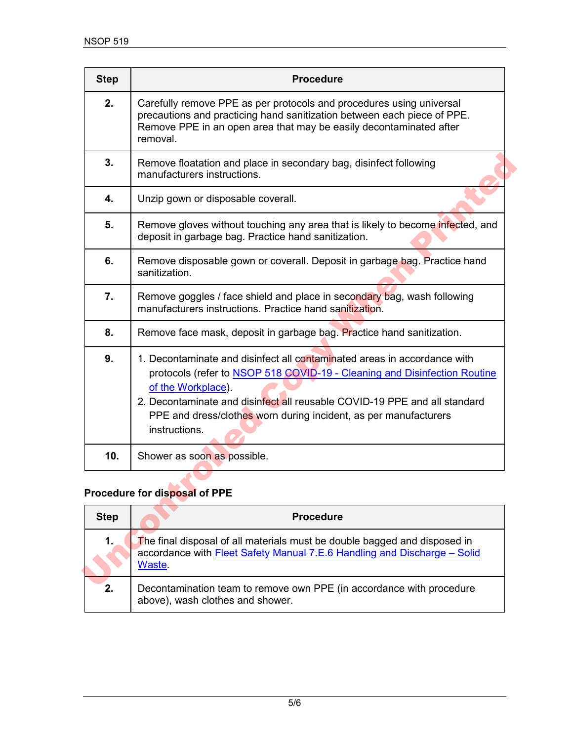| Step | Procedure |
| --- | --- |
| **2.** | Carefully remove PPE as per protocols and procedures using universal precautions and practicing hand sanitization between each piece of PPE. Remove PPE in an open area that may be easily decontaminated after removal. |
| **3.** | Remove floatation and place in secondary bag, disinfect following manufacturers instructions. |
| **4.** | Unzip gown or disposable coverall. |
| **5.** | Remove gloves without touching any area that is likely to become infected, and deposit in garbage bag. Practice hand sanitization. |
| **6.** | Remove disposable gown or coverall. Deposit in garbage bag. Practice hand sanitization. |
| **7.** | Remove goggles / face shield and place in secondary bag, wash following manufacturers instructions. Practice hand sanitization. |
| **8.** | Remove face mask, deposit in garbage bag. Practice hand sanitization. |
| **9.** | 1. Decontaminate and disinfect all contaminated areas in accordance with protocols (refer to NSOP 518 COVID-19 - Cleaning and Disinfection Routine of the Workplace).<br>2. Decontaminate and disinfect all reusable COVID-19 PPE and all standard PPE and dress/clothes worn during incident, as per manufacturers instructions. |
| **10.** | Shower as soon as possible. |

**Procedure for disposal of PPE**

| Step | Procedure |
| --- | --- |
| **1.** | The final disposal of all materials must be double bagged and disposed in accordance with Fleet Safety Manual 7.E.6 Handling and Discharge – Solid Waste. |
| **2.** | Decontamination team to remove own PPE (in accordance with procedure above), wash clothes and shower. |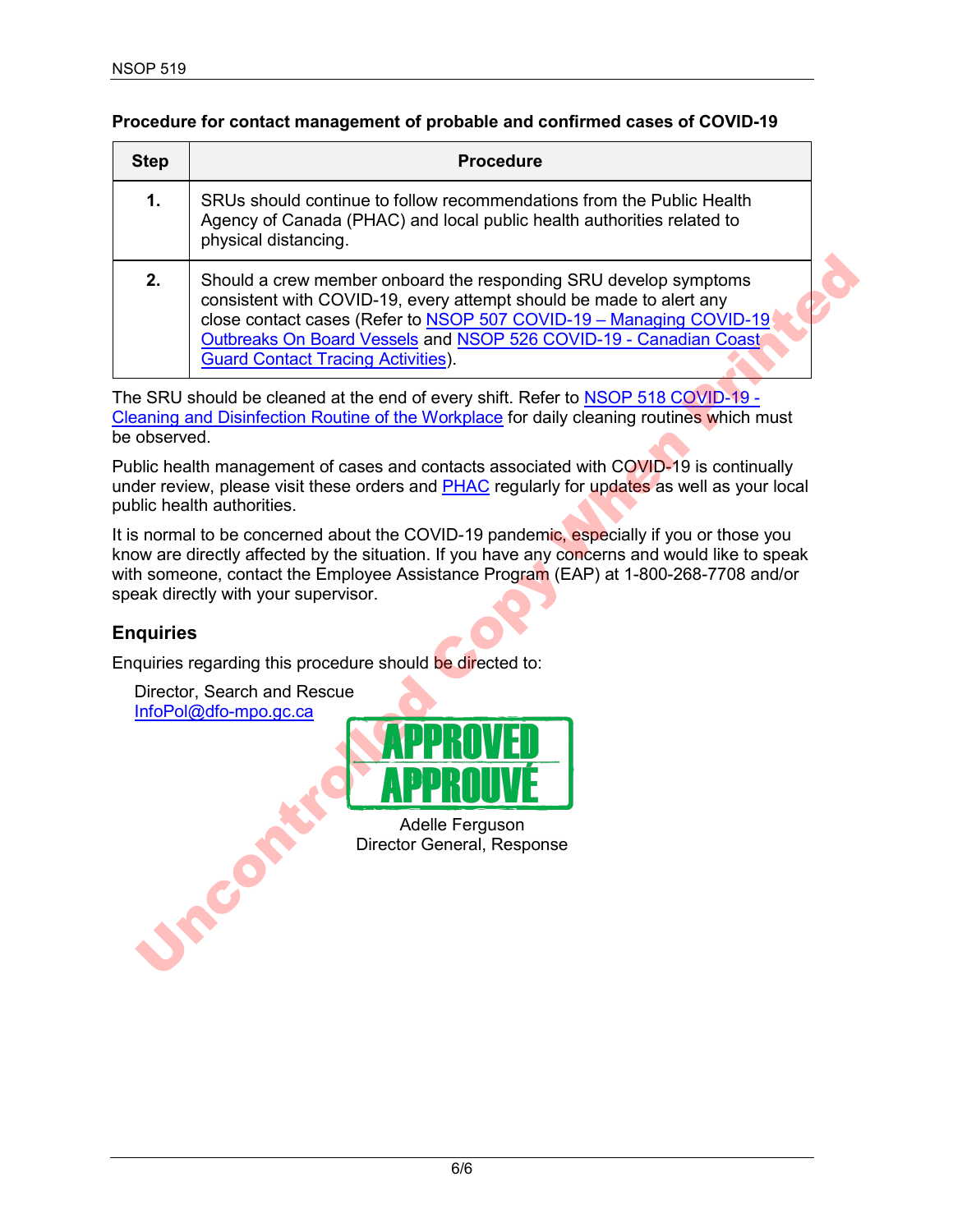**Procedure for contact management of probable and confirmed cases of COVID-19**

| Step | Procedure |
|---|---|
| 1. | SRUs should continue to follow recommendations from the Public Health Agency of Canada (PHAC) and local public health authorities related to physical distancing. |
| 2. | Should a crew member onboard the responding SRU develop symptoms consistent with COVID-19, every attempt should be made to alert any close contact cases (Refer to NSOP 507 COVID-19 – Managing COVID-19 Outbreaks On Board Vessels and NSOP 526 COVID-19 - Canadian Coast Guard Contact Tracing Activities). |

The SRU should be cleaned at the end of every shift. Refer to NSOP 518 COVID-19 - Cleaning and Disinfection Routine of the Workplace for daily cleaning routines which must be observed.

Public health management of cases and contacts associated with COVID-19 is continually under review, please visit these orders and PHAC regularly for updates as well as your local public health authorities.

It is normal to be concerned about the COVID-19 pandemic, especially if you or those you know are directly affected by the situation. If you have any concerns and would like to speak with someone, contact the Employee Assistance Program (EAP) at 1-800-268-7708 and/or speak directly with your supervisor.

## Enquiries

Enquiries regarding this procedure should be directed to:

Director, Search and Rescue
InfoPol@dfo-mpo.gc.ca

APPROVED
APPROUVÉ

Adelle Ferguson
Director General, Response

Uncontrolled Copy When Printed